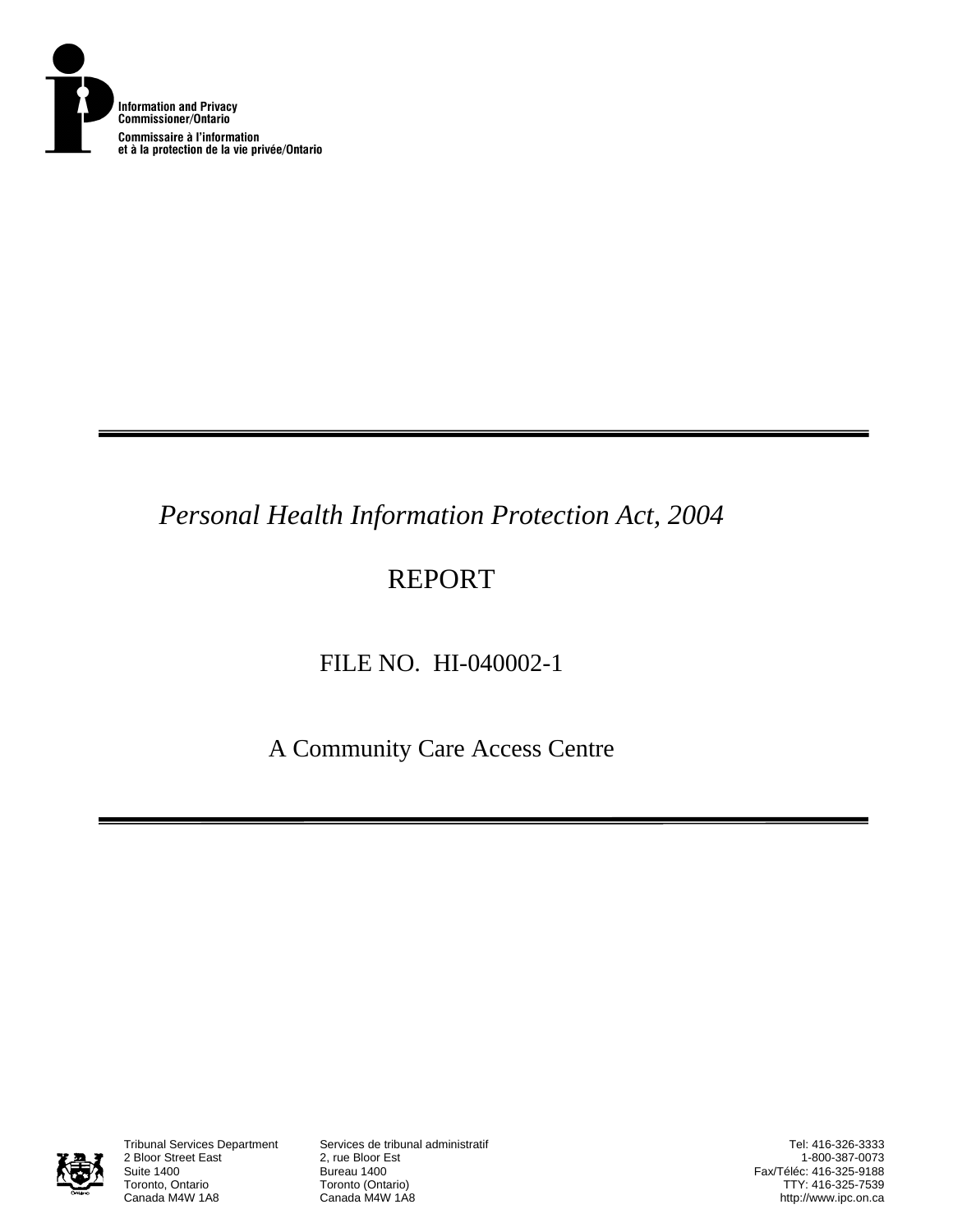Information and Privacy Commissioner/Ontario

Commissaire à l'information et à la protection de la vie privée/Ontario

*Personal Health Information Protection Act, 2004*

# REPORT

FILE NO. HI-040002-1

A Community Care Access Centre

Tribunal Services Department
2 Bloor Street East
Suite 1400
Toronto, Ontario
Canada M4W 1A8

Services de tribunal administratif
2, rue Bloor Est
Bureau 1400
Toronto (Ontario)
Canada M4W 1A8

Tel: 416-326-3333
1-800-387-0073
Fax/Téléc: 416-325-9188
TTY: 416-325-7539
http://www.ipc.on.ca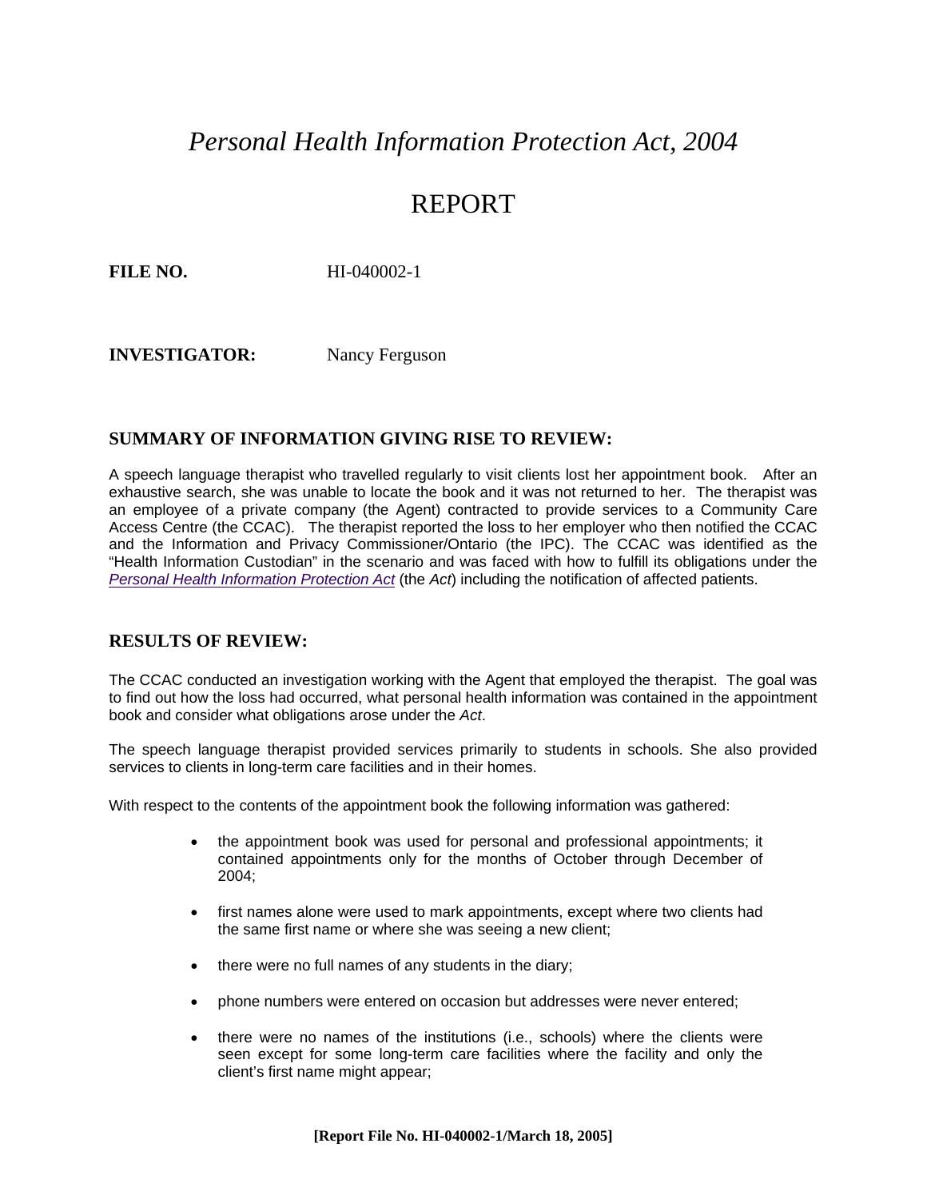# *Personal Health Information Protection Act, 2004*

# REPORT

**FILE NO.** HI-040002-1

**INVESTIGATOR:** Nancy Ferguson

## SUMMARY OF INFORMATION GIVING RISE TO REVIEW:

A speech language therapist who travelled regularly to visit clients lost her appointment book. After an exhaustive search, she was unable to locate the book and it was not returned to her. The therapist was an employee of a private company (the Agent) contracted to provide services to a Community Care Access Centre (the CCAC). The therapist reported the loss to her employer who then notified the CCAC and the Information and Privacy Commissioner/Ontario (the IPC). The CCAC was identified as the "Health Information Custodian" in the scenario and was faced with how to fulfill its obligations under the *Personal Health Information Protection Act* (the *Act*) including the notification of affected patients.

## RESULTS OF REVIEW:

The CCAC conducted an investigation working with the Agent that employed the therapist. The goal was to find out how the loss had occurred, what personal health information was contained in the appointment book and consider what obligations arose under the *Act*.

The speech language therapist provided services primarily to students in schools. She also provided services to clients in long-term care facilities and in their homes.

With respect to the contents of the appointment book the following information was gathered:

- the appointment book was used for personal and professional appointments; it contained appointments only for the months of October through December of 2004;
- first names alone were used to mark appointments, except where two clients had the same first name or where she was seeing a new client;
- there were no full names of any students in the diary;
- phone numbers were entered on occasion but addresses were never entered;
- there were no names of the institutions (i.e., schools) where the clients were seen except for some long-term care facilities where the facility and only the client's first name might appear;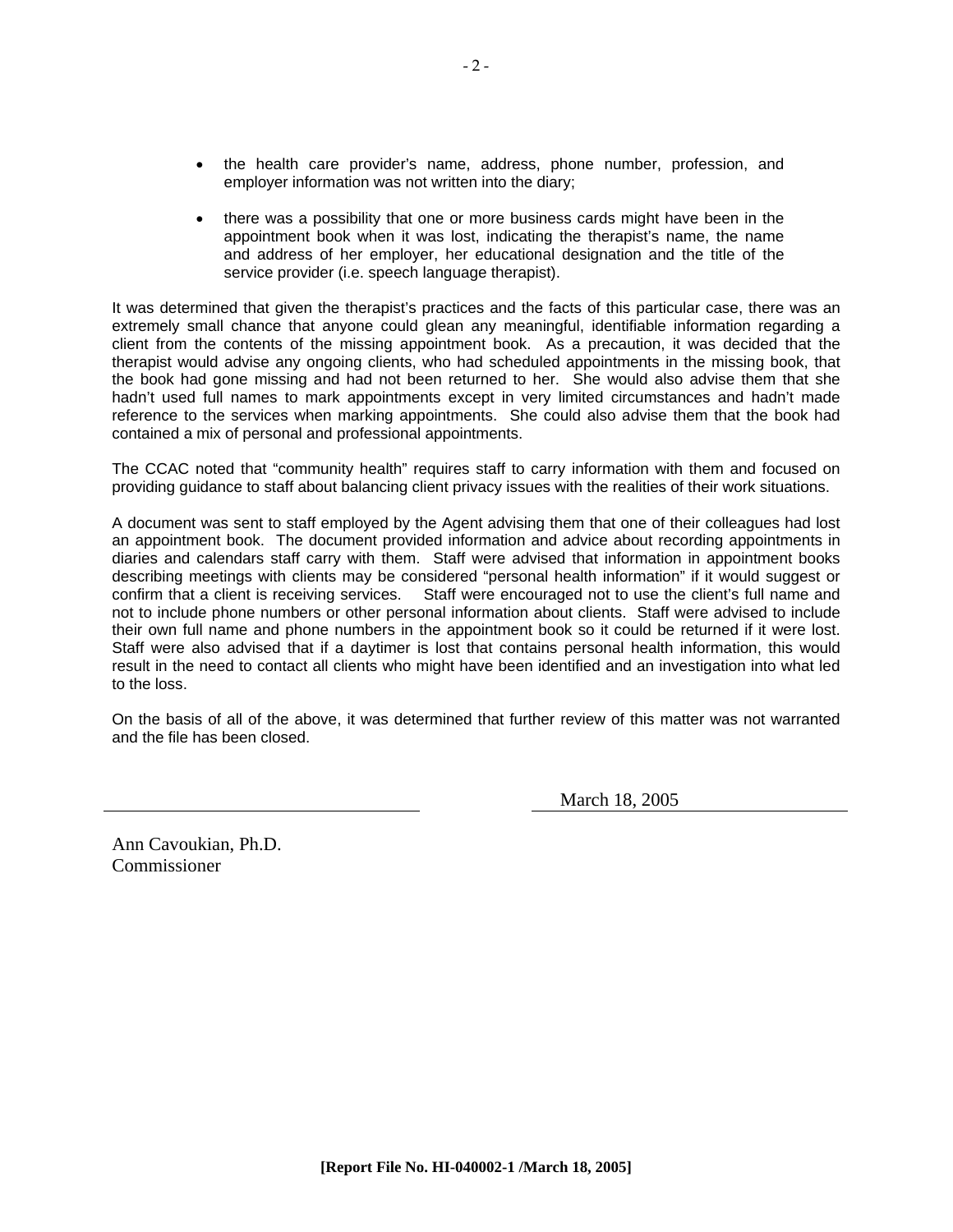- the health care provider's name, address, phone number, profession, and employer information was not written into the diary;
- there was a possibility that one or more business cards might have been in the appointment book when it was lost, indicating the therapist's name, the name and address of her employer, her educational designation and the title of the service provider (i.e. speech language therapist).

It was determined that given the therapist's practices and the facts of this particular case, there was an extremely small chance that anyone could glean any meaningful, identifiable information regarding a client from the contents of the missing appointment book. As a precaution, it was decided that the therapist would advise any ongoing clients, who had scheduled appointments in the missing book, that the book had gone missing and had not been returned to her. She would also advise them that she hadn't used full names to mark appointments except in very limited circumstances and hadn't made reference to the services when marking appointments. She could also advise them that the book had contained a mix of personal and professional appointments.

The CCAC noted that "community health" requires staff to carry information with them and focused on providing guidance to staff about balancing client privacy issues with the realities of their work situations.

A document was sent to staff employed by the Agent advising them that one of their colleagues had lost an appointment book. The document provided information and advice about recording appointments in diaries and calendars staff carry with them. Staff were advised that information in appointment books describing meetings with clients may be considered "personal health information" if it would suggest or confirm that a client is receiving services. Staff were encouraged not to use the client's full name and not to include phone numbers or other personal information about clients. Staff were advised to include their own full name and phone numbers in the appointment book so it could be returned if it were lost. Staff were also advised that if a daytimer is lost that contains personal health information, this would result in the need to contact all clients who might have been identified and an investigation into what led to the loss.

On the basis of all of the above, it was determined that further review of this matter was not warranted and the file has been closed.

March 18, 2005

Ann Cavoukian, Ph.D.
Commissioner

**[Report File No. HI-040002-1 /March 18, 2005]**